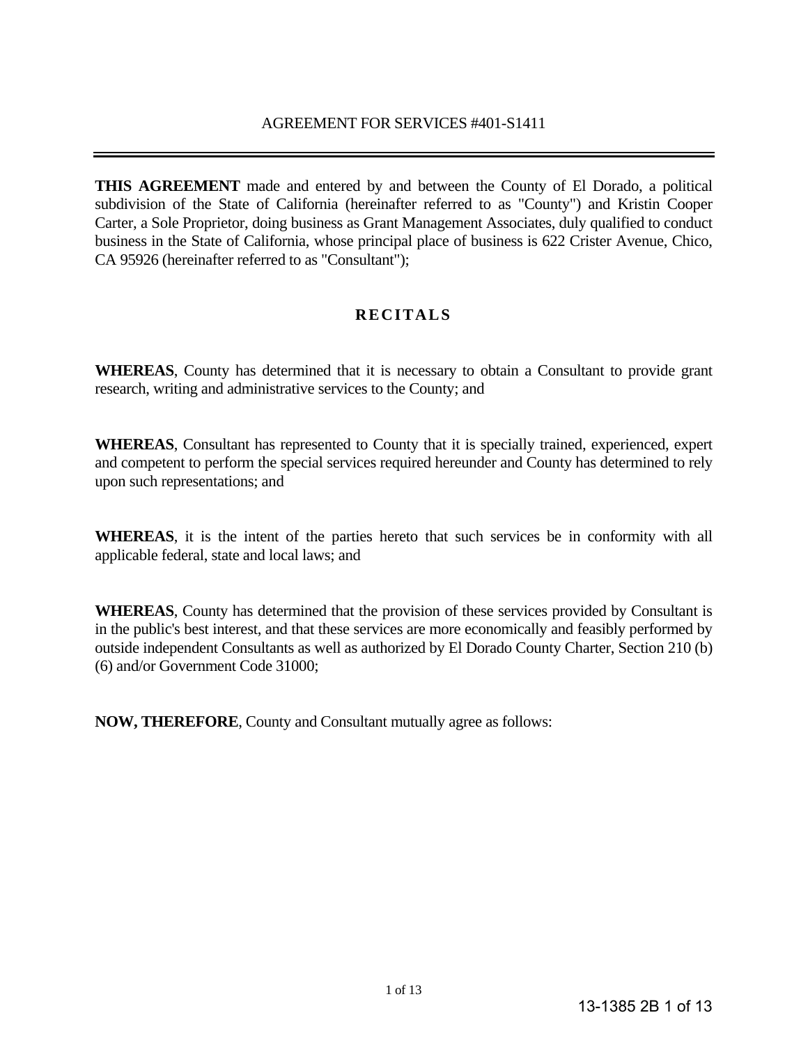# AGREEMENT FOR SERVICES #401-S1411

**THIS AGREEMENT** made and entered by and between the County of El Dorado, a political subdivision of the State of California (hereinafter referred to as "County") and Kristin Cooper Carter, a Sole Proprietor, doing business as Grant Management Associates, duly qualified to conduct business in the State of California, whose principal place of business is 622 Crister Avenue, Chico, CA 95926 (hereinafter referred to as "Consultant");

## RECITALS

**WHEREAS**, County has determined that it is necessary to obtain a Consultant to provide grant research, writing and administrative services to the County; and

**WHEREAS**, Consultant has represented to County that it is specially trained, experienced, expert and competent to perform the special services required hereunder and County has determined to rely upon such representations; and

**WHEREAS**, it is the intent of the parties hereto that such services be in conformity with all applicable federal, state and local laws; and

**WHEREAS**, County has determined that the provision of these services provided by Consultant is in the public's best interest, and that these services are more economically and feasibly performed by outside independent Consultants as well as authorized by El Dorado County Charter, Section 210 (b) (6) and/or Government Code 31000;

**NOW, THEREFORE**, County and Consultant mutually agree as follows: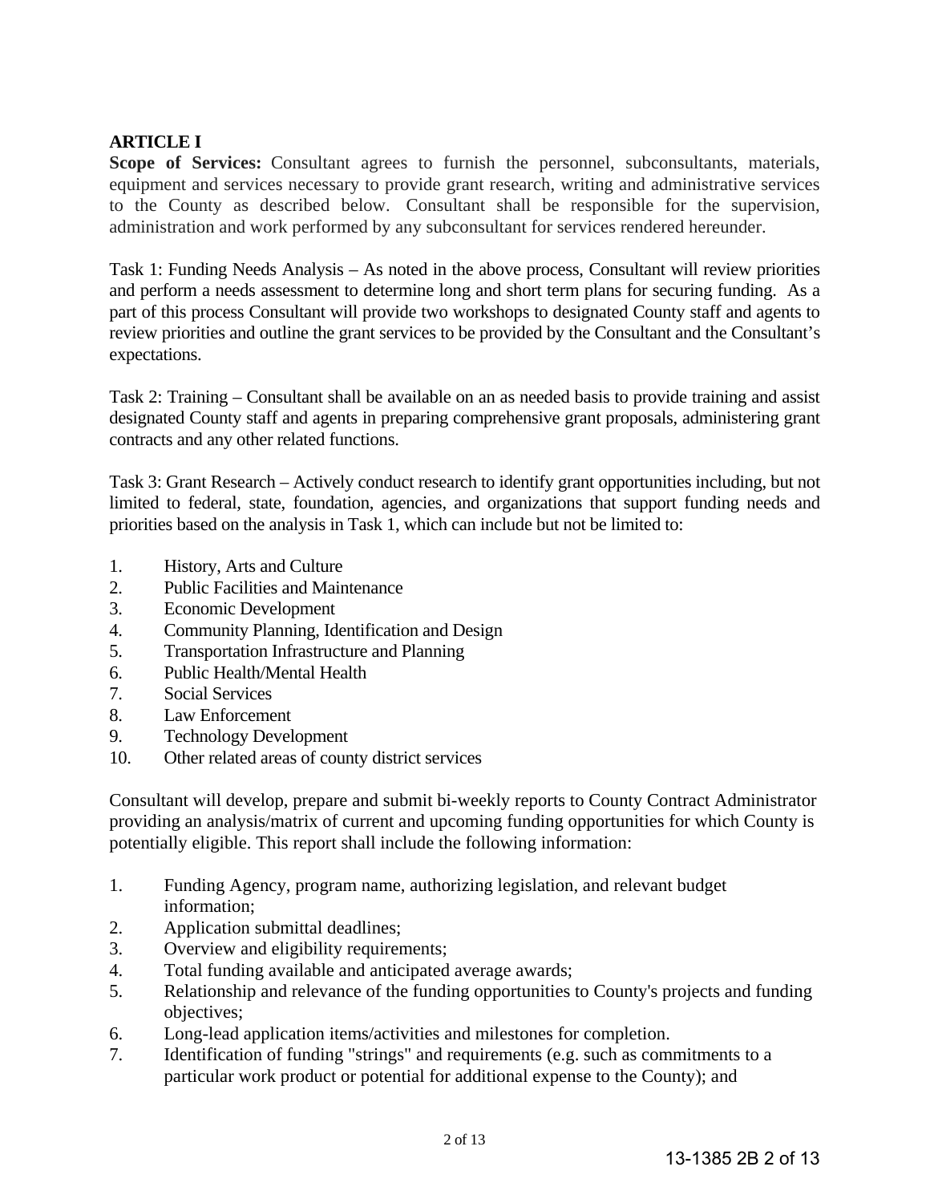**ARTICLE I**

**Scope of Services:** Consultant agrees to furnish the personnel, subconsultants, materials, equipment and services necessary to provide grant research, writing and administrative services to the County as described below. Consultant shall be responsible for the supervision, administration and work performed by any subconsultant for services rendered hereunder.

Task 1: Funding Needs Analysis – As noted in the above process, Consultant will review priorities and perform a needs assessment to determine long and short term plans for securing funding. As a part of this process Consultant will provide two workshops to designated County staff and agents to review priorities and outline the grant services to be provided by the Consultant and the Consultant's expectations.

Task 2: Training – Consultant shall be available on an as needed basis to provide training and assist designated County staff and agents in preparing comprehensive grant proposals, administering grant contracts and any other related functions.

Task 3: Grant Research – Actively conduct research to identify grant opportunities including, but not limited to federal, state, foundation, agencies, and organizations that support funding needs and priorities based on the analysis in Task 1, which can include but not be limited to:

1. History, Arts and Culture
2. Public Facilities and Maintenance
3. Economic Development
4. Community Planning, Identification and Design
5. Transportation Infrastructure and Planning
6. Public Health/Mental Health
7. Social Services
8. Law Enforcement
9. Technology Development
10. Other related areas of county district services

Consultant will develop, prepare and submit bi-weekly reports to County Contract Administrator providing an analysis/matrix of current and upcoming funding opportunities for which County is potentially eligible. This report shall include the following information:

1. Funding Agency, program name, authorizing legislation, and relevant budget information;
2. Application submittal deadlines;
3. Overview and eligibility requirements;
4. Total funding available and anticipated average awards;
5. Relationship and relevance of the funding opportunities to County's projects and funding objectives;
6. Long-lead application items/activities and milestones for completion.
7. Identification of funding "strings" and requirements (e.g. such as commitments to a particular work product or potential for additional expense to the County); and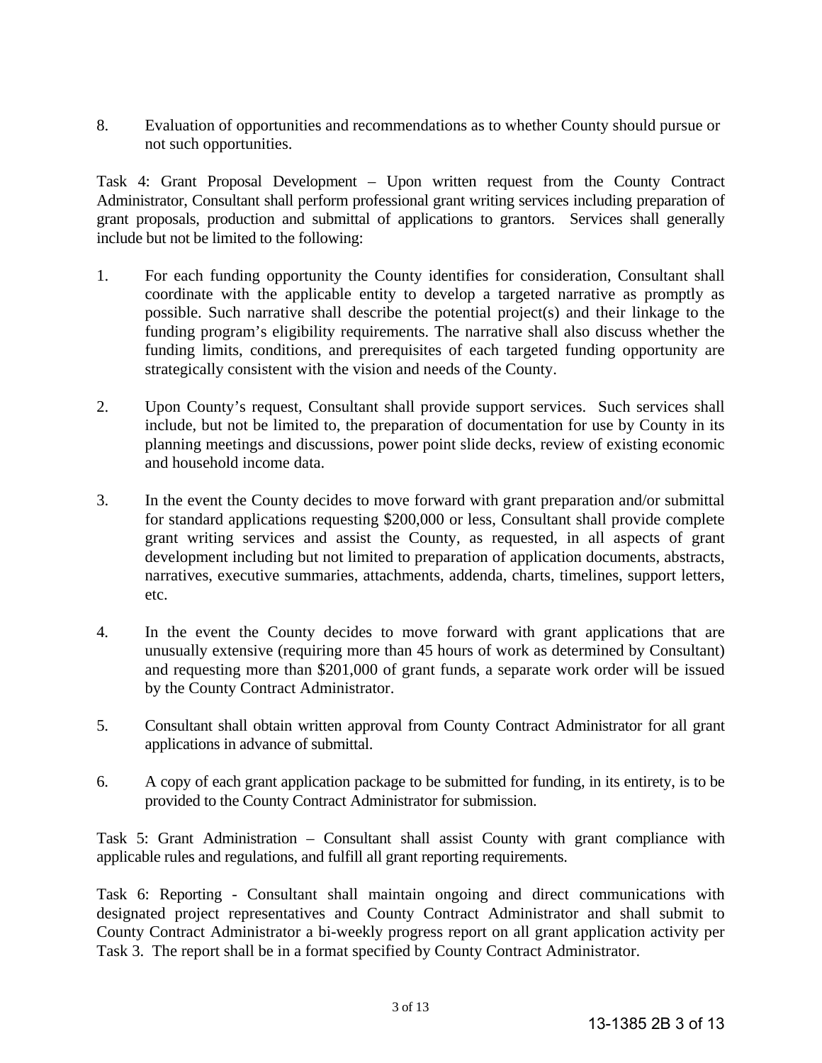8. Evaluation of opportunities and recommendations as to whether County should pursue or not such opportunities.

Task 4: Grant Proposal Development – Upon written request from the County Contract Administrator, Consultant shall perform professional grant writing services including preparation of grant proposals, production and submittal of applications to grantors. Services shall generally include but not be limited to the following:

1. For each funding opportunity the County identifies for consideration, Consultant shall coordinate with the applicable entity to develop a targeted narrative as promptly as possible. Such narrative shall describe the potential project(s) and their linkage to the funding program's eligibility requirements. The narrative shall also discuss whether the funding limits, conditions, and prerequisites of each targeted funding opportunity are strategically consistent with the vision and needs of the County.

2. Upon County's request, Consultant shall provide support services. Such services shall include, but not be limited to, the preparation of documentation for use by County in its planning meetings and discussions, power point slide decks, review of existing economic and household income data.

3. In the event the County decides to move forward with grant preparation and/or submittal for standard applications requesting $200,000 or less, Consultant shall provide complete grant writing services and assist the County, as requested, in all aspects of grant development including but not limited to preparation of application documents, abstracts, narratives, executive summaries, attachments, addenda, charts, timelines, support letters, etc.

4. In the event the County decides to move forward with grant applications that are unusually extensive (requiring more than 45 hours of work as determined by Consultant) and requesting more than $201,000 of grant funds, a separate work order will be issued by the County Contract Administrator.

5. Consultant shall obtain written approval from County Contract Administrator for all grant applications in advance of submittal.

6. A copy of each grant application package to be submitted for funding, in its entirety, is to be provided to the County Contract Administrator for submission.

Task 5: Grant Administration – Consultant shall assist County with grant compliance with applicable rules and regulations, and fulfill all grant reporting requirements.

Task 6: Reporting - Consultant shall maintain ongoing and direct communications with designated project representatives and County Contract Administrator and shall submit to County Contract Administrator a bi-weekly progress report on all grant application activity per Task 3. The report shall be in a format specified by County Contract Administrator.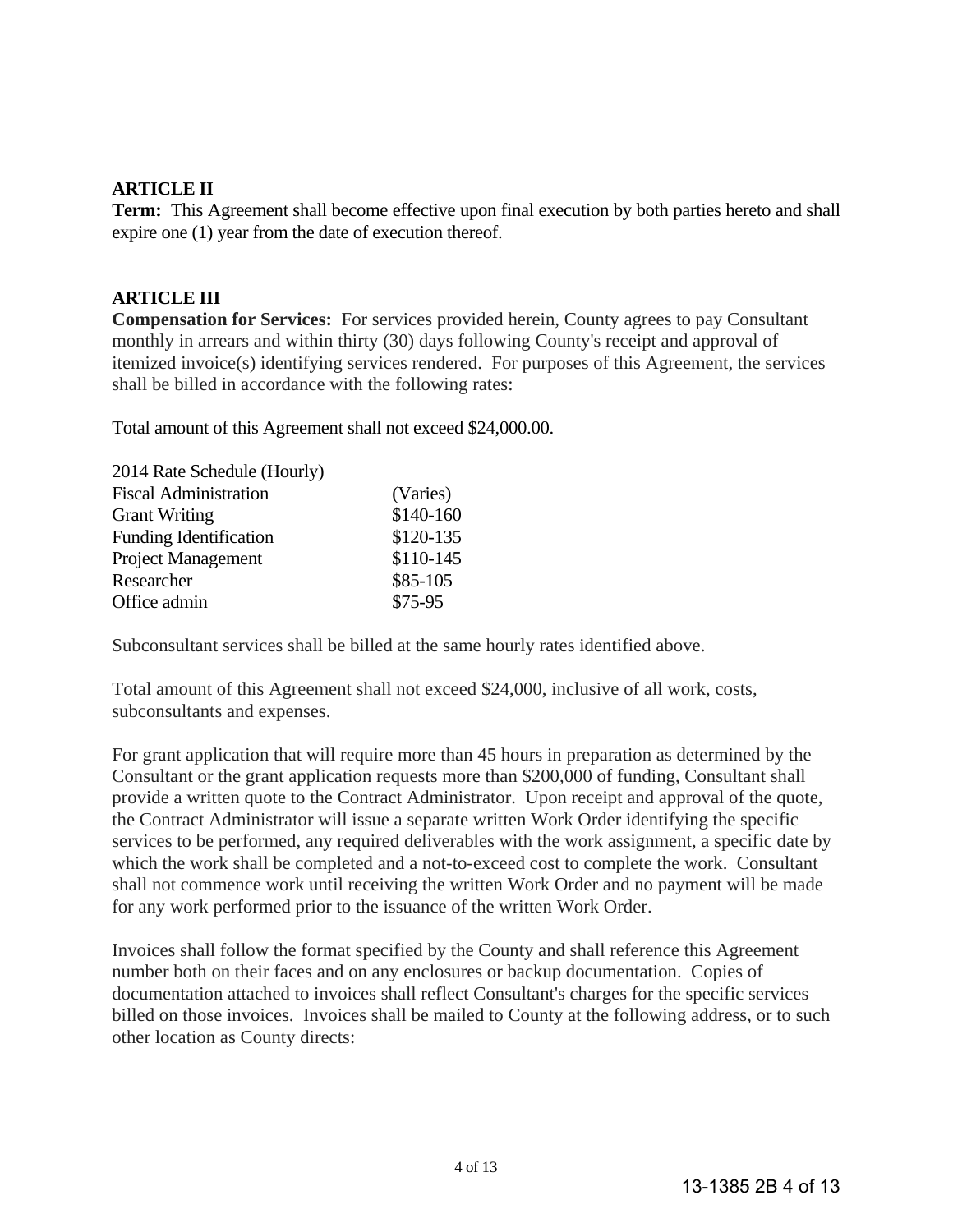**ARTICLE II**
**Term:** This Agreement shall become effective upon final execution by both parties hereto and shall expire one (1) year from the date of execution thereof.

**ARTICLE III**
**Compensation for Services:** For services provided herein, County agrees to pay Consultant monthly in arrears and within thirty (30) days following County's receipt and approval of itemized invoice(s) identifying services rendered. For purposes of this Agreement, the services shall be billed in accordance with the following rates:

Total amount of this Agreement shall not exceed $24,000.00.

| 2014 Rate Schedule (Hourly) | |
|---|---|
| Fiscal Administration | (Varies) |
| Grant Writing | $140-160 |
| Funding Identification | $120-135 |
| Project Management | $110-145 |
| Researcher | $85-105 |
| Office admin | $75-95 |

Subconsultant services shall be billed at the same hourly rates identified above.

Total amount of this Agreement shall not exceed $24,000, inclusive of all work, costs, subconsultants and expenses.

For grant application that will require more than 45 hours in preparation as determined by the Consultant or the grant application requests more than $200,000 of funding, Consultant shall provide a written quote to the Contract Administrator. Upon receipt and approval of the quote, the Contract Administrator will issue a separate written Work Order identifying the specific services to be performed, any required deliverables with the work assignment, a specific date by which the work shall be completed and a not-to-exceed cost to complete the work. Consultant shall not commence work until receiving the written Work Order and no payment will be made for any work performed prior to the issuance of the written Work Order.

Invoices shall follow the format specified by the County and shall reference this Agreement number both on their faces and on any enclosures or backup documentation. Copies of documentation attached to invoices shall reflect Consultant's charges for the specific services billed on those invoices. Invoices shall be mailed to County at the following address, or to such other location as County directs: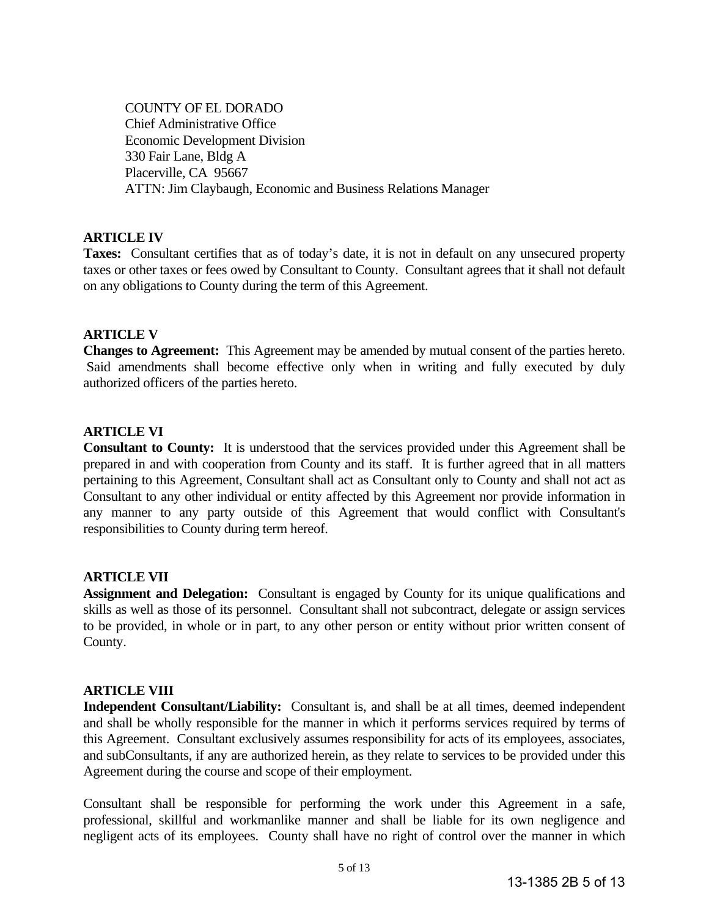COUNTY OF EL DORADO
Chief Administrative Office
Economic Development Division
330 Fair Lane, Bldg A
Placerville, CA 95667
ATTN: Jim Claybaugh, Economic and Business Relations Manager

**ARTICLE IV**

**Taxes:** Consultant certifies that as of today's date, it is not in default on any unsecured property taxes or other taxes or fees owed by Consultant to County. Consultant agrees that it shall not default on any obligations to County during the term of this Agreement.

**ARTICLE V**

**Changes to Agreement:** This Agreement may be amended by mutual consent of the parties hereto. Said amendments shall become effective only when in writing and fully executed by duly authorized officers of the parties hereto.

**ARTICLE VI**

**Consultant to County:** It is understood that the services provided under this Agreement shall be prepared in and with cooperation from County and its staff. It is further agreed that in all matters pertaining to this Agreement, Consultant shall act as Consultant only to County and shall not act as Consultant to any other individual or entity affected by this Agreement nor provide information in any manner to any party outside of this Agreement that would conflict with Consultant's responsibilities to County during term hereof.

**ARTICLE VII**

**Assignment and Delegation:** Consultant is engaged by County for its unique qualifications and skills as well as those of its personnel. Consultant shall not subcontract, delegate or assign services to be provided, in whole or in part, to any other person or entity without prior written consent of County.

**ARTICLE VIII**

**Independent Consultant/Liability:** Consultant is, and shall be at all times, deemed independent and shall be wholly responsible for the manner in which it performs services required by terms of this Agreement. Consultant exclusively assumes responsibility for acts of its employees, associates, and subConsultants, if any are authorized herein, as they relate to services to be provided under this Agreement during the course and scope of their employment.

Consultant shall be responsible for performing the work under this Agreement in a safe, professional, skillful and workmanlike manner and shall be liable for its own negligence and negligent acts of its employees. County shall have no right of control over the manner in which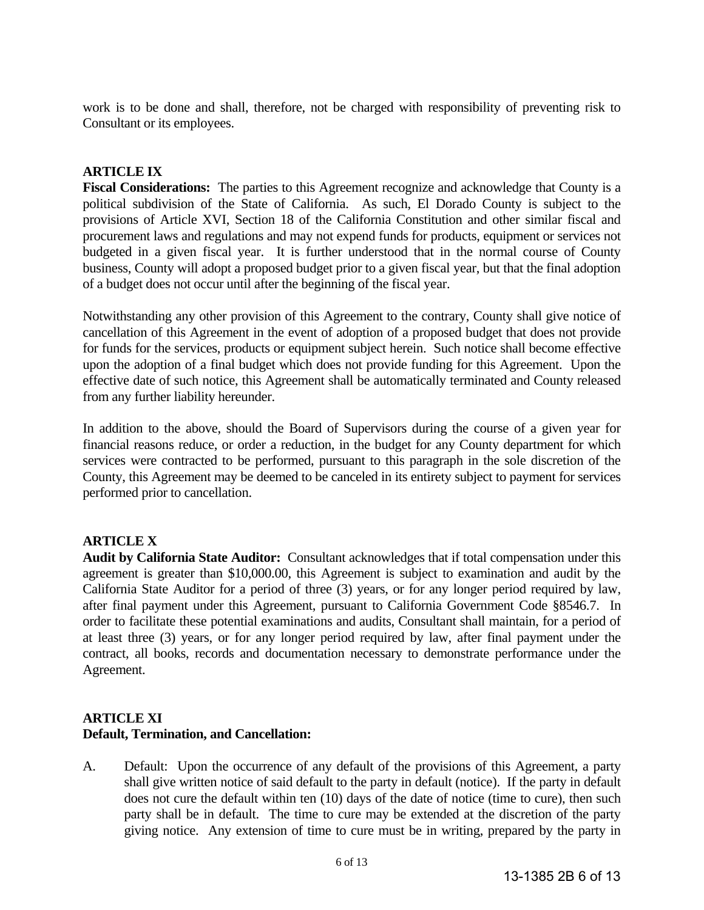work is to be done and shall, therefore, not be charged with responsibility of preventing risk to Consultant or its employees.

**ARTICLE IX**

**Fiscal Considerations:** The parties to this Agreement recognize and acknowledge that County is a political subdivision of the State of California. As such, El Dorado County is subject to the provisions of Article XVI, Section 18 of the California Constitution and other similar fiscal and procurement laws and regulations and may not expend funds for products, equipment or services not budgeted in a given fiscal year. It is further understood that in the normal course of County business, County will adopt a proposed budget prior to a given fiscal year, but that the final adoption of a budget does not occur until after the beginning of the fiscal year.

Notwithstanding any other provision of this Agreement to the contrary, County shall give notice of cancellation of this Agreement in the event of adoption of a proposed budget that does not provide for funds for the services, products or equipment subject herein. Such notice shall become effective upon the adoption of a final budget which does not provide funding for this Agreement. Upon the effective date of such notice, this Agreement shall be automatically terminated and County released from any further liability hereunder.

In addition to the above, should the Board of Supervisors during the course of a given year for financial reasons reduce, or order a reduction, in the budget for any County department for which services were contracted to be performed, pursuant to this paragraph in the sole discretion of the County, this Agreement may be deemed to be canceled in its entirety subject to payment for services performed prior to cancellation.

**ARTICLE X**

**Audit by California State Auditor:** Consultant acknowledges that if total compensation under this agreement is greater than $10,000.00, this Agreement is subject to examination and audit by the California State Auditor for a period of three (3) years, or for any longer period required by law, after final payment under this Agreement, pursuant to California Government Code §8546.7. In order to facilitate these potential examinations and audits, Consultant shall maintain, for a period of at least three (3) years, or for any longer period required by law, after final payment under the contract, all books, records and documentation necessary to demonstrate performance under the Agreement.

**ARTICLE XI**

**Default, Termination, and Cancellation:**

A. Default: Upon the occurrence of any default of the provisions of this Agreement, a party shall give written notice of said default to the party in default (notice). If the party in default does not cure the default within ten (10) days of the date of notice (time to cure), then such party shall be in default. The time to cure may be extended at the discretion of the party giving notice. Any extension of time to cure must be in writing, prepared by the party in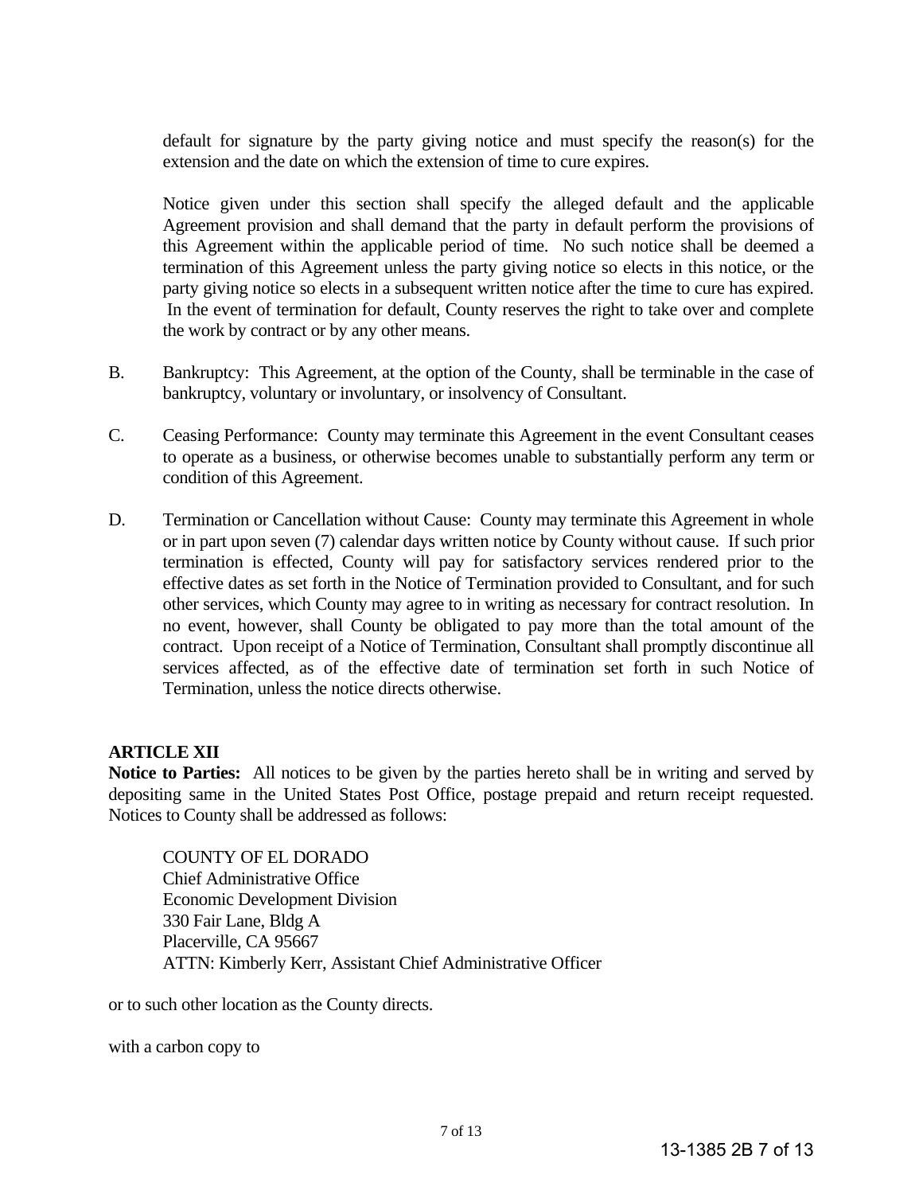default for signature by the party giving notice and must specify the reason(s) for the extension and the date on which the extension of time to cure expires.

Notice given under this section shall specify the alleged default and the applicable Agreement provision and shall demand that the party in default perform the provisions of this Agreement within the applicable period of time. No such notice shall be deemed a termination of this Agreement unless the party giving notice so elects in this notice, or the party giving notice so elects in a subsequent written notice after the time to cure has expired. In the event of termination for default, County reserves the right to take over and complete the work by contract or by any other means.

B. Bankruptcy: This Agreement, at the option of the County, shall be terminable in the case of bankruptcy, voluntary or involuntary, or insolvency of Consultant.

C. Ceasing Performance: County may terminate this Agreement in the event Consultant ceases to operate as a business, or otherwise becomes unable to substantially perform any term or condition of this Agreement.

D. Termination or Cancellation without Cause: County may terminate this Agreement in whole or in part upon seven (7) calendar days written notice by County without cause. If such prior termination is effected, County will pay for satisfactory services rendered prior to the effective dates as set forth in the Notice of Termination provided to Consultant, and for such other services, which County may agree to in writing as necessary for contract resolution. In no event, however, shall County be obligated to pay more than the total amount of the contract. Upon receipt of a Notice of Termination, Consultant shall promptly discontinue all services affected, as of the effective date of termination set forth in such Notice of Termination, unless the notice directs otherwise.

**ARTICLE XII**

**Notice to Parties:** All notices to be given by the parties hereto shall be in writing and served by depositing same in the United States Post Office, postage prepaid and return receipt requested. Notices to County shall be addressed as follows:

COUNTY OF EL DORADO  
Chief Administrative Office  
Economic Development Division  
330 Fair Lane, Bldg A  
Placerville, CA 95667  
ATTN: Kimberly Kerr, Assistant Chief Administrative Officer

or to such other location as the County directs.

with a carbon copy to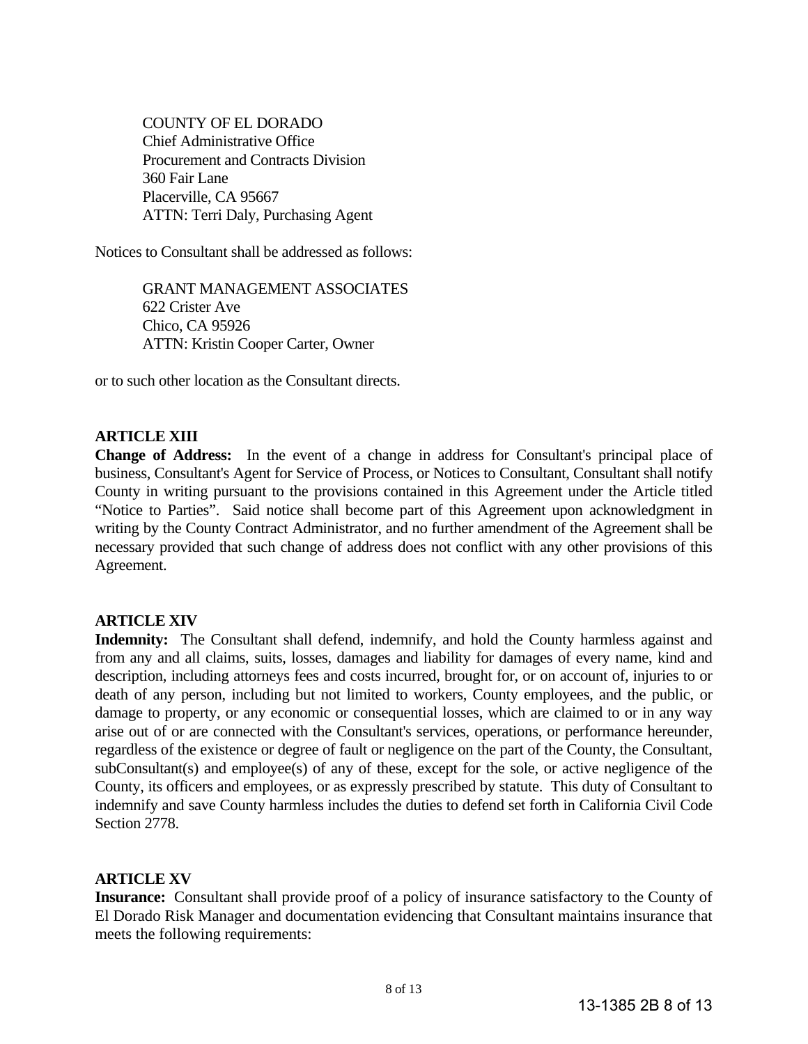COUNTY OF EL DORADO
Chief Administrative Office
Procurement and Contracts Division
360 Fair Lane
Placerville, CA 95667
ATTN: Terri Daly, Purchasing Agent

Notices to Consultant shall be addressed as follows:

GRANT MANAGEMENT ASSOCIATES
622 Crister Ave
Chico, CA 95926
ATTN: Kristin Cooper Carter, Owner

or to such other location as the Consultant directs.

**ARTICLE XIII**

**Change of Address:** In the event of a change in address for Consultant's principal place of business, Consultant's Agent for Service of Process, or Notices to Consultant, Consultant shall notify County in writing pursuant to the provisions contained in this Agreement under the Article titled "Notice to Parties". Said notice shall become part of this Agreement upon acknowledgment in writing by the County Contract Administrator, and no further amendment of the Agreement shall be necessary provided that such change of address does not conflict with any other provisions of this Agreement.

**ARTICLE XIV**

**Indemnity:** The Consultant shall defend, indemnify, and hold the County harmless against and from any and all claims, suits, losses, damages and liability for damages of every name, kind and description, including attorneys fees and costs incurred, brought for, or on account of, injuries to or death of any person, including but not limited to workers, County employees, and the public, or damage to property, or any economic or consequential losses, which are claimed to or in any way arise out of or are connected with the Consultant's services, operations, or performance hereunder, regardless of the existence or degree of fault or negligence on the part of the County, the Consultant, subConsultant(s) and employee(s) of any of these, except for the sole, or active negligence of the County, its officers and employees, or as expressly prescribed by statute. This duty of Consultant to indemnify and save County harmless includes the duties to defend set forth in California Civil Code Section 2778.

**ARTICLE XV**

**Insurance:** Consultant shall provide proof of a policy of insurance satisfactory to the County of El Dorado Risk Manager and documentation evidencing that Consultant maintains insurance that meets the following requirements: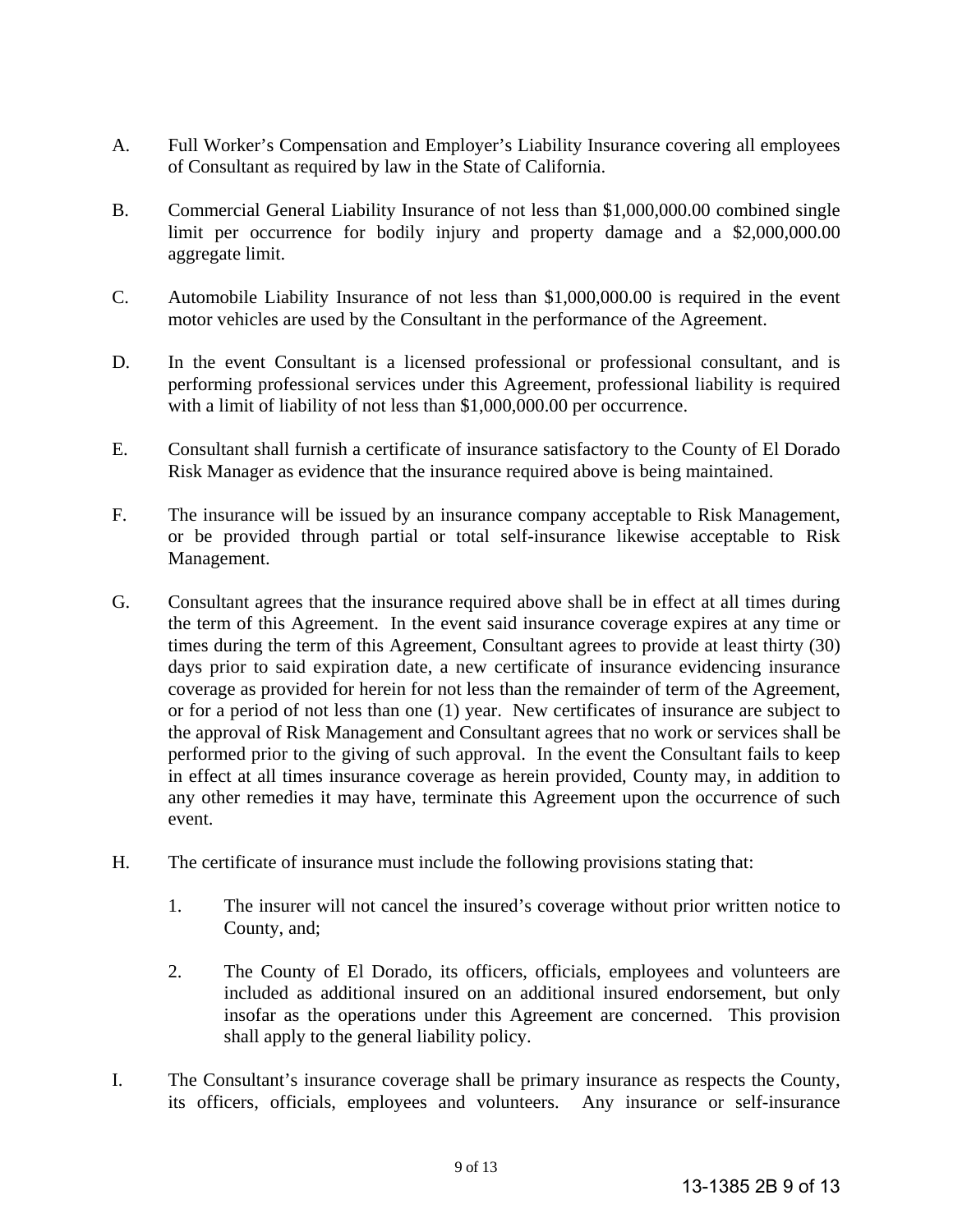A. Full Worker's Compensation and Employer's Liability Insurance covering all employees of Consultant as required by law in the State of California.

B. Commercial General Liability Insurance of not less than $1,000,000.00 combined single limit per occurrence for bodily injury and property damage and a $2,000,000.00 aggregate limit.

C. Automobile Liability Insurance of not less than $1,000,000.00 is required in the event motor vehicles are used by the Consultant in the performance of the Agreement.

D. In the event Consultant is a licensed professional or professional consultant, and is performing professional services under this Agreement, professional liability is required with a limit of liability of not less than $1,000,000.00 per occurrence.

E. Consultant shall furnish a certificate of insurance satisfactory to the County of El Dorado Risk Manager as evidence that the insurance required above is being maintained.

F. The insurance will be issued by an insurance company acceptable to Risk Management, or be provided through partial or total self-insurance likewise acceptable to Risk Management.

G. Consultant agrees that the insurance required above shall be in effect at all times during the term of this Agreement. In the event said insurance coverage expires at any time or times during the term of this Agreement, Consultant agrees to provide at least thirty (30) days prior to said expiration date, a new certificate of insurance evidencing insurance coverage as provided for herein for not less than the remainder of term of the Agreement, or for a period of not less than one (1) year. New certificates of insurance are subject to the approval of Risk Management and Consultant agrees that no work or services shall be performed prior to the giving of such approval. In the event the Consultant fails to keep in effect at all times insurance coverage as herein provided, County may, in addition to any other remedies it may have, terminate this Agreement upon the occurrence of such event.

H. The certificate of insurance must include the following provisions stating that:

   1. The insurer will not cancel the insured's coverage without prior written notice to County, and;

   2. The County of El Dorado, its officers, officials, employees and volunteers are included as additional insured on an additional insured endorsement, but only insofar as the operations under this Agreement are concerned. This provision shall apply to the general liability policy.

I. The Consultant's insurance coverage shall be primary insurance as respects the County, its officers, officials, employees and volunteers. Any insurance or self-insurance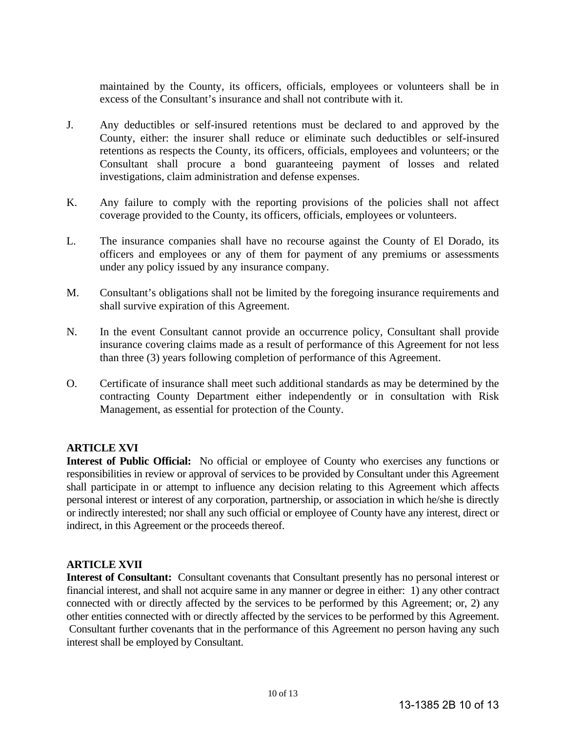maintained by the County, its officers, officials, employees or volunteers shall be in excess of the Consultant's insurance and shall not contribute with it.

J. Any deductibles or self-insured retentions must be declared to and approved by the County, either: the insurer shall reduce or eliminate such deductibles or self-insured retentions as respects the County, its officers, officials, employees and volunteers; or the Consultant shall procure a bond guaranteeing payment of losses and related investigations, claim administration and defense expenses.

K. Any failure to comply with the reporting provisions of the policies shall not affect coverage provided to the County, its officers, officials, employees or volunteers.

L. The insurance companies shall have no recourse against the County of El Dorado, its officers and employees or any of them for payment of any premiums or assessments under any policy issued by any insurance company.

M. Consultant's obligations shall not be limited by the foregoing insurance requirements and shall survive expiration of this Agreement.

N. In the event Consultant cannot provide an occurrence policy, Consultant shall provide insurance covering claims made as a result of performance of this Agreement for not less than three (3) years following completion of performance of this Agreement.

O. Certificate of insurance shall meet such additional standards as may be determined by the contracting County Department either independently or in consultation with Risk Management, as essential for protection of the County.

**ARTICLE XVI**

**Interest of Public Official:** No official or employee of County who exercises any functions or responsibilities in review or approval of services to be provided by Consultant under this Agreement shall participate in or attempt to influence any decision relating to this Agreement which affects personal interest or interest of any corporation, partnership, or association in which he/she is directly or indirectly interested; nor shall any such official or employee of County have any interest, direct or indirect, in this Agreement or the proceeds thereof.

**ARTICLE XVII**

**Interest of Consultant:** Consultant covenants that Consultant presently has no personal interest or financial interest, and shall not acquire same in any manner or degree in either: 1) any other contract connected with or directly affected by the services to be performed by this Agreement; or, 2) any other entities connected with or directly affected by the services to be performed by this Agreement. Consultant further covenants that in the performance of this Agreement no person having any such interest shall be employed by Consultant.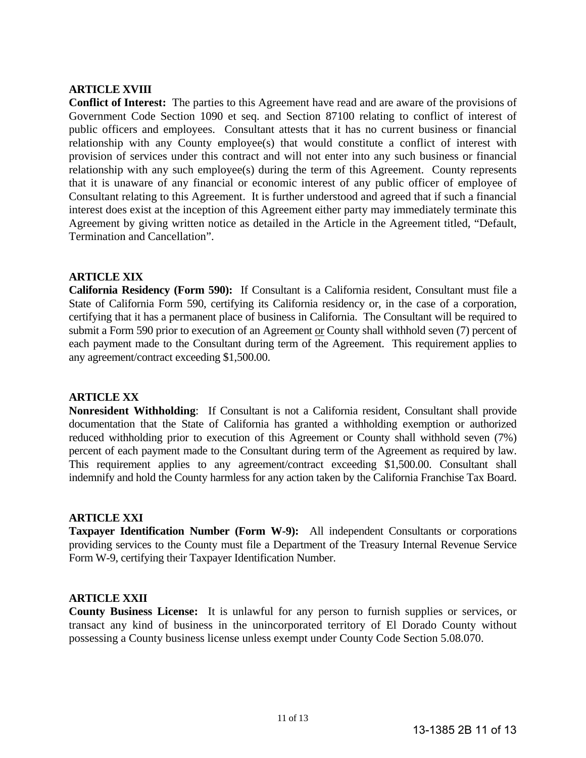## ARTICLE XVIII

**Conflict of Interest:** The parties to this Agreement have read and are aware of the provisions of Government Code Section 1090 et seq. and Section 87100 relating to conflict of interest of public officers and employees. Consultant attests that it has no current business or financial relationship with any County employee(s) that would constitute a conflict of interest with provision of services under this contract and will not enter into any such business or financial relationship with any such employee(s) during the term of this Agreement. County represents that it is unaware of any financial or economic interest of any public officer of employee of Consultant relating to this Agreement. It is further understood and agreed that if such a financial interest does exist at the inception of this Agreement either party may immediately terminate this Agreement by giving written notice as detailed in the Article in the Agreement titled, "Default, Termination and Cancellation".

## ARTICLE XIX

**California Residency (Form 590):** If Consultant is a California resident, Consultant must file a State of California Form 590, certifying its California residency or, in the case of a corporation, certifying that it has a permanent place of business in California. The Consultant will be required to submit a Form 590 prior to execution of an Agreement or County shall withhold seven (7) percent of each payment made to the Consultant during term of the Agreement. This requirement applies to any agreement/contract exceeding $1,500.00.

## ARTICLE XX

**Nonresident Withholding**: If Consultant is not a California resident, Consultant shall provide documentation that the State of California has granted a withholding exemption or authorized reduced withholding prior to execution of this Agreement or County shall withhold seven (7%) percent of each payment made to the Consultant during term of the Agreement as required by law. This requirement applies to any agreement/contract exceeding $1,500.00. Consultant shall indemnify and hold the County harmless for any action taken by the California Franchise Tax Board.

## ARTICLE XXI

**Taxpayer Identification Number (Form W-9):** All independent Consultants or corporations providing services to the County must file a Department of the Treasury Internal Revenue Service Form W-9, certifying their Taxpayer Identification Number.

## ARTICLE XXII

**County Business License:** It is unlawful for any person to furnish supplies or services, or transact any kind of business in the unincorporated territory of El Dorado County without possessing a County business license unless exempt under County Code Section 5.08.070.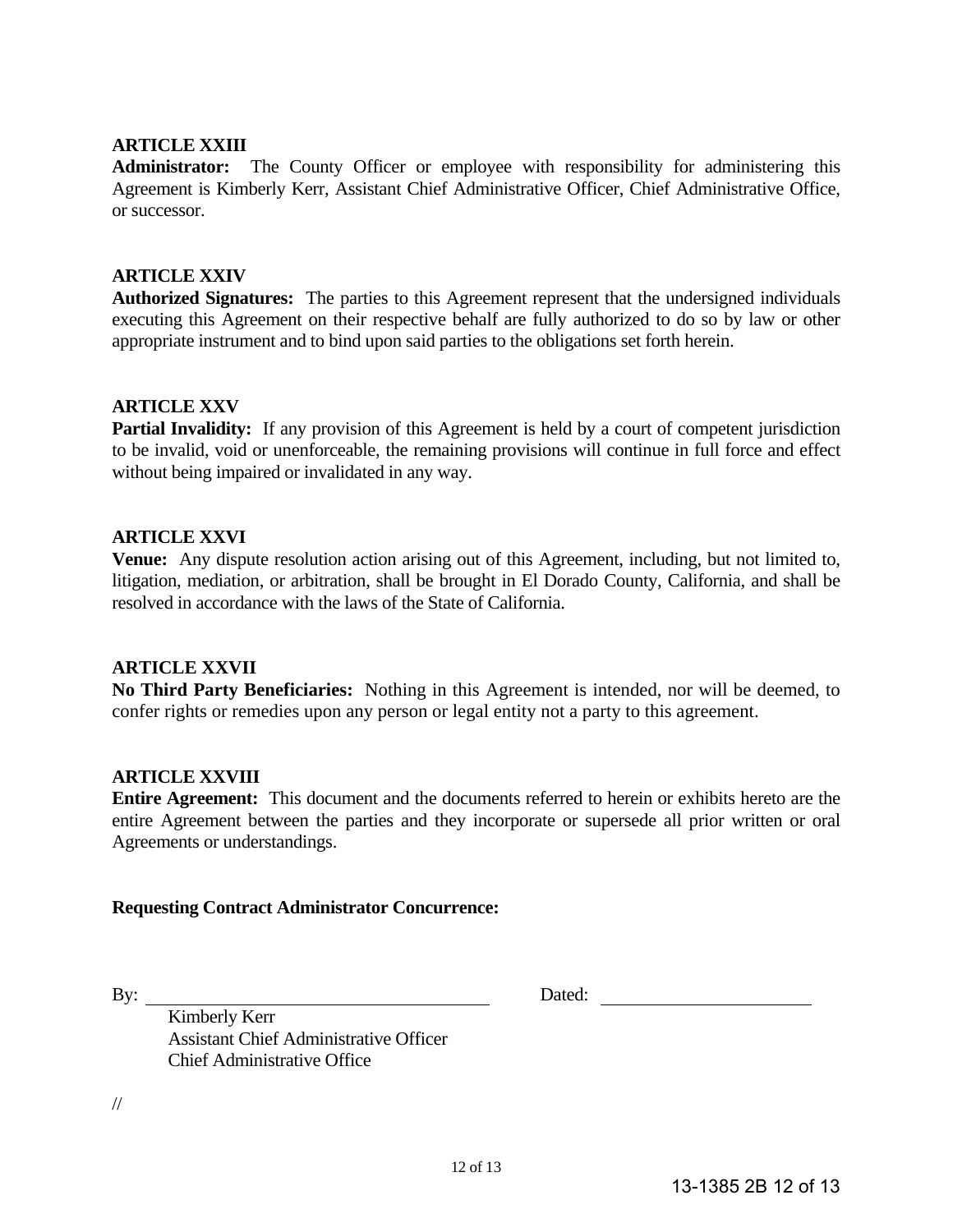**ARTICLE XXIII**

**Administrator:** The County Officer or employee with responsibility for administering this Agreement is Kimberly Kerr, Assistant Chief Administrative Officer, Chief Administrative Office, or successor.

**ARTICLE XXIV**

**Authorized Signatures:** The parties to this Agreement represent that the undersigned individuals executing this Agreement on their respective behalf are fully authorized to do so by law or other appropriate instrument and to bind upon said parties to the obligations set forth herein.

**ARTICLE XXV**

**Partial Invalidity:** If any provision of this Agreement is held by a court of competent jurisdiction to be invalid, void or unenforceable, the remaining provisions will continue in full force and effect without being impaired or invalidated in any way.

**ARTICLE XXVI**

**Venue:** Any dispute resolution action arising out of this Agreement, including, but not limited to, litigation, mediation, or arbitration, shall be brought in El Dorado County, California, and shall be resolved in accordance with the laws of the State of California.

**ARTICLE XXVII**

**No Third Party Beneficiaries:** Nothing in this Agreement is intended, nor will be deemed, to confer rights or remedies upon any person or legal entity not a party to this agreement.

**ARTICLE XXVIII**

**Entire Agreement:** This document and the documents referred to herein or exhibits hereto are the entire Agreement between the parties and they incorporate or supersede all prior written or oral Agreements or understandings.

**Requesting Contract Administrator Concurrence:**

By: ______________________________ Dated: ____________________

Kimberly Kerr
Assistant Chief Administrative Officer
Chief Administrative Office

//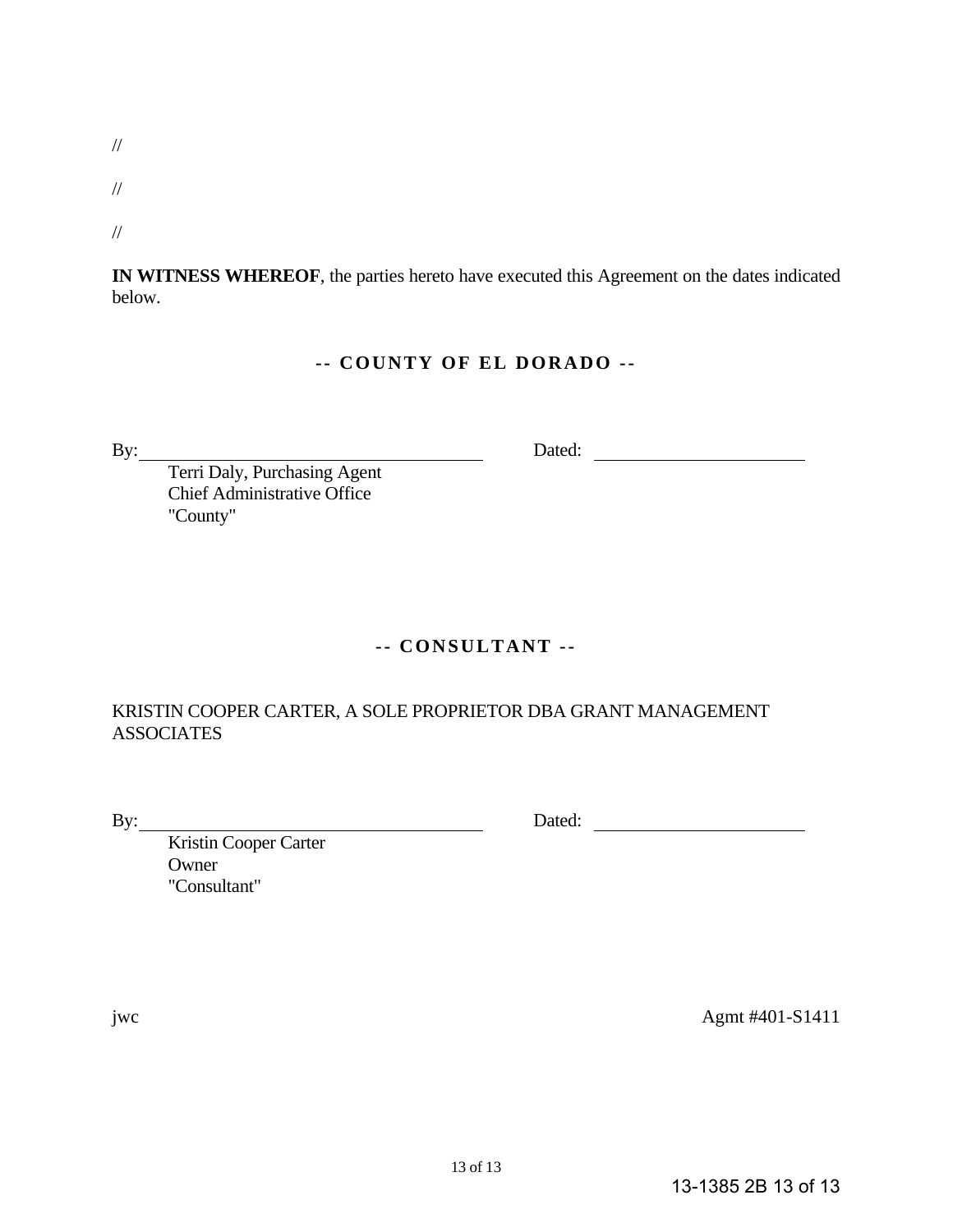//

//

//

**IN WITNESS WHEREOF**, the parties hereto have executed this Agreement on the dates indicated below.

**-- COUNTY OF EL DORADO --**

By: \_\_\_\_\_\_\_\_\_\_\_\_\_\_\_\_\_\_\_\_\_\_\_\_\_\_\_\_\_\_\_\_\_\_ Dated: \_\_\_\_\_\_\_\_\_\_\_\_\_\_\_\_\_\_\_\_

Terri Daly, Purchasing Agent
Chief Administrative Office
"County"

**-- CONSULTANT --**

KRISTIN COOPER CARTER, A SOLE PROPRIETOR DBA GRANT MANAGEMENT ASSOCIATES

By: \_\_\_\_\_\_\_\_\_\_\_\_\_\_\_\_\_\_\_\_\_\_\_\_\_\_\_\_\_\_\_\_\_\_ Dated: \_\_\_\_\_\_\_\_\_\_\_\_\_\_\_\_\_\_\_\_

Kristin Cooper Carter
Owner
"Consultant"

jwc Agmt #401-S1411

13-1385 2B 13 of 13